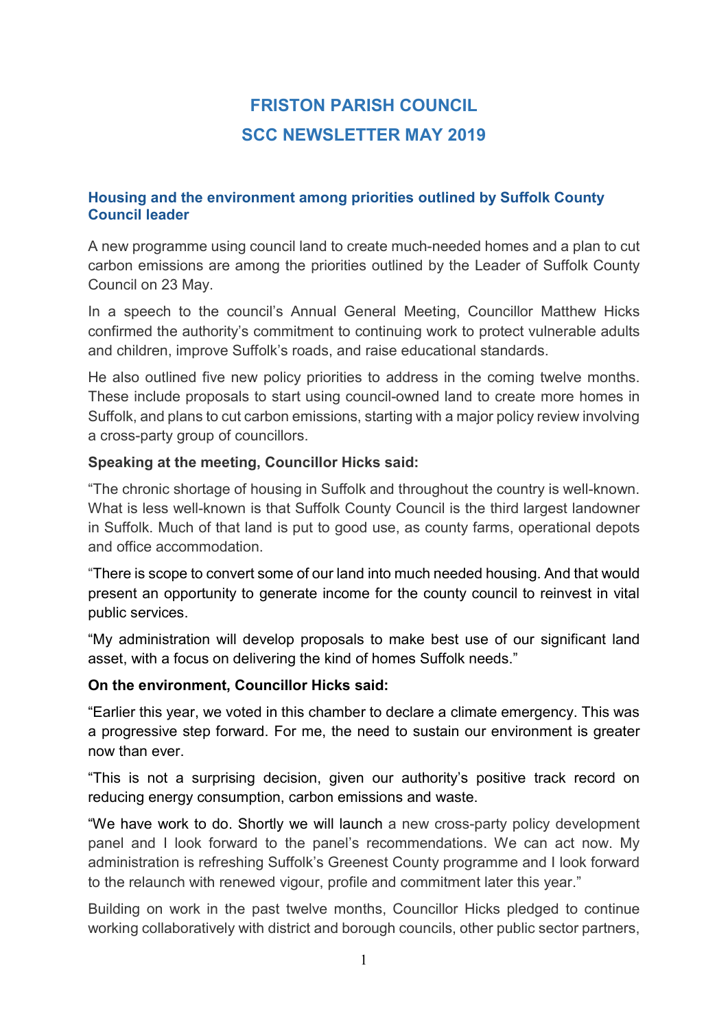# FRISTON PARISH COUNCIL
# SCC NEWSLETTER MAY 2019

## Housing and the environment among priorities outlined by Suffolk County Council leader

A new programme using council land to create much-needed homes and a plan to cut carbon emissions are among the priorities outlined by the Leader of Suffolk County Council on 23 May.

In a speech to the council's Annual General Meeting, Councillor Matthew Hicks confirmed the authority's commitment to continuing work to protect vulnerable adults and children, improve Suffolk's roads, and raise educational standards.

He also outlined five new policy priorities to address in the coming twelve months. These include proposals to start using council-owned land to create more homes in Suffolk, and plans to cut carbon emissions, starting with a major policy review involving a cross-party group of councillors.

**Speaking at the meeting, Councillor Hicks said:**

"The chronic shortage of housing in Suffolk and throughout the country is well-known. What is less well-known is that Suffolk County Council is the third largest landowner in Suffolk. Much of that land is put to good use, as county farms, operational depots and office accommodation.

"There is scope to convert some of our land into much needed housing. And that would present an opportunity to generate income for the county council to reinvest in vital public services.

"My administration will develop proposals to make best use of our significant land asset, with a focus on delivering the kind of homes Suffolk needs."

**On the environment, Councillor Hicks said:**

"Earlier this year, we voted in this chamber to declare a climate emergency. This was a progressive step forward. For me, the need to sustain our environment is greater now than ever.

"This is not a surprising decision, given our authority's positive track record on reducing energy consumption, carbon emissions and waste.

"We have work to do. Shortly we will launch a new cross-party policy development panel and I look forward to the panel's recommendations. We can act now. My administration is refreshing Suffolk's Greenest County programme and I look forward to the relaunch with renewed vigour, profile and commitment later this year."

Building on work in the past twelve months, Councillor Hicks pledged to continue working collaboratively with district and borough councils, other public sector partners,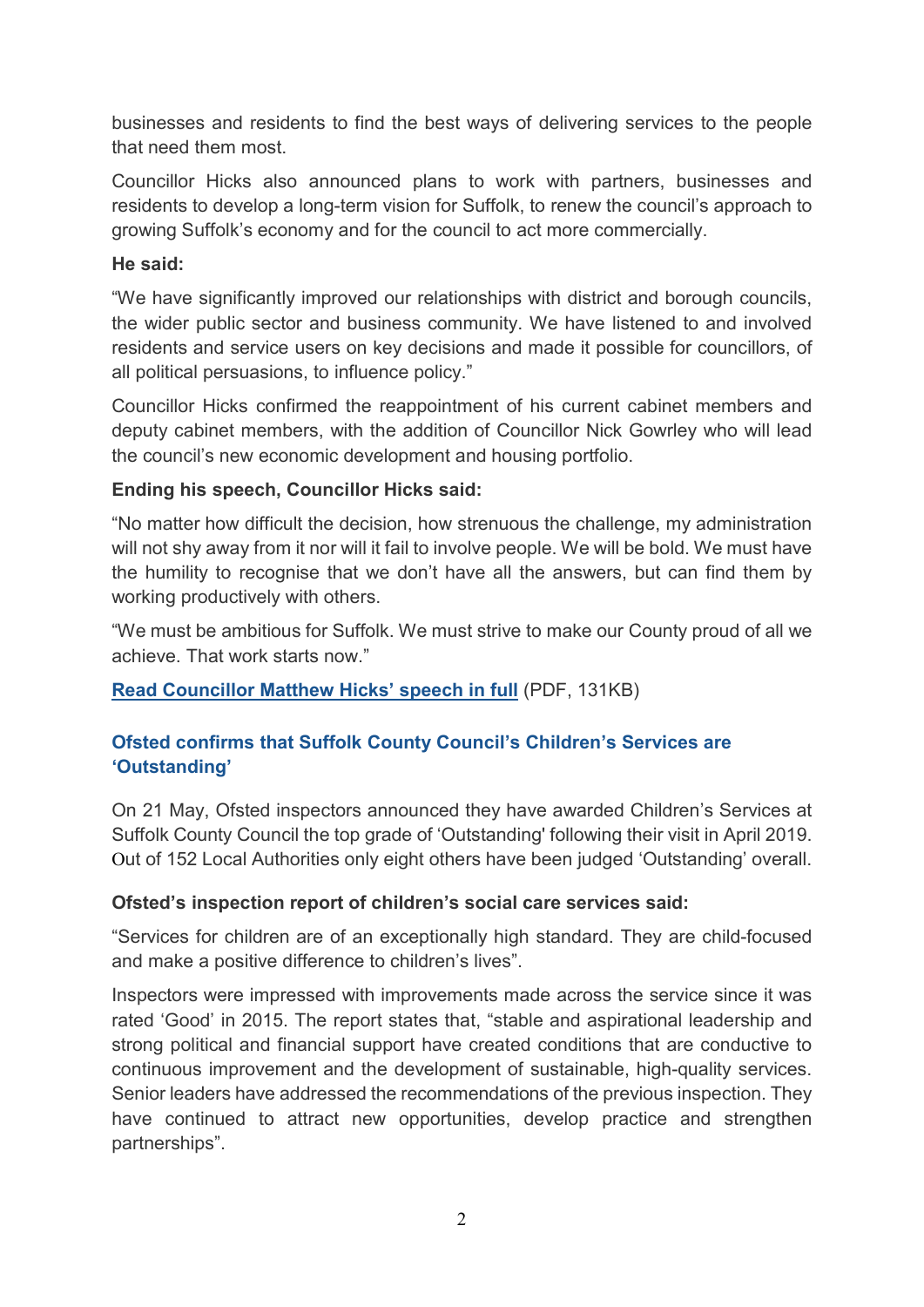businesses and residents to find the best ways of delivering services to the people that need them most.

Councillor Hicks also announced plans to work with partners, businesses and residents to develop a long-term vision for Suffolk, to renew the council's approach to growing Suffolk's economy and for the council to act more commercially.

**He said:**

"We have significantly improved our relationships with district and borough councils, the wider public sector and business community. We have listened to and involved residents and service users on key decisions and made it possible for councillors, of all political persuasions, to influence policy."

Councillor Hicks confirmed the reappointment of his current cabinet members and deputy cabinet members, with the addition of Councillor Nick Gowrley who will lead the council's new economic development and housing portfolio.

**Ending his speech, Councillor Hicks said:**

"No matter how difficult the decision, how strenuous the challenge, my administration will not shy away from it nor will it fail to involve people. We will be bold. We must have the humility to recognise that we don't have all the answers, but can find them by working productively with others.

"We must be ambitious for Suffolk. We must strive to make our County proud of all we achieve. That work starts now."

**Read Councillor Matthew Hicks' speech in full** (PDF, 131KB)

### Ofsted confirms that Suffolk County Council's Children's Services are 'Outstanding'

On 21 May, Ofsted inspectors announced they have awarded Children's Services at Suffolk County Council the top grade of 'Outstanding' following their visit in April 2019. Out of 152 Local Authorities only eight others have been judged 'Outstanding' overall.

**Ofsted's inspection report of children's social care services said:**

"Services for children are of an exceptionally high standard. They are child-focused and make a positive difference to children's lives".

Inspectors were impressed with improvements made across the service since it was rated 'Good' in 2015. The report states that, "stable and aspirational leadership and strong political and financial support have created conditions that are conductive to continuous improvement and the development of sustainable, high-quality services. Senior leaders have addressed the recommendations of the previous inspection. They have continued to attract new opportunities, develop practice and strengthen partnerships".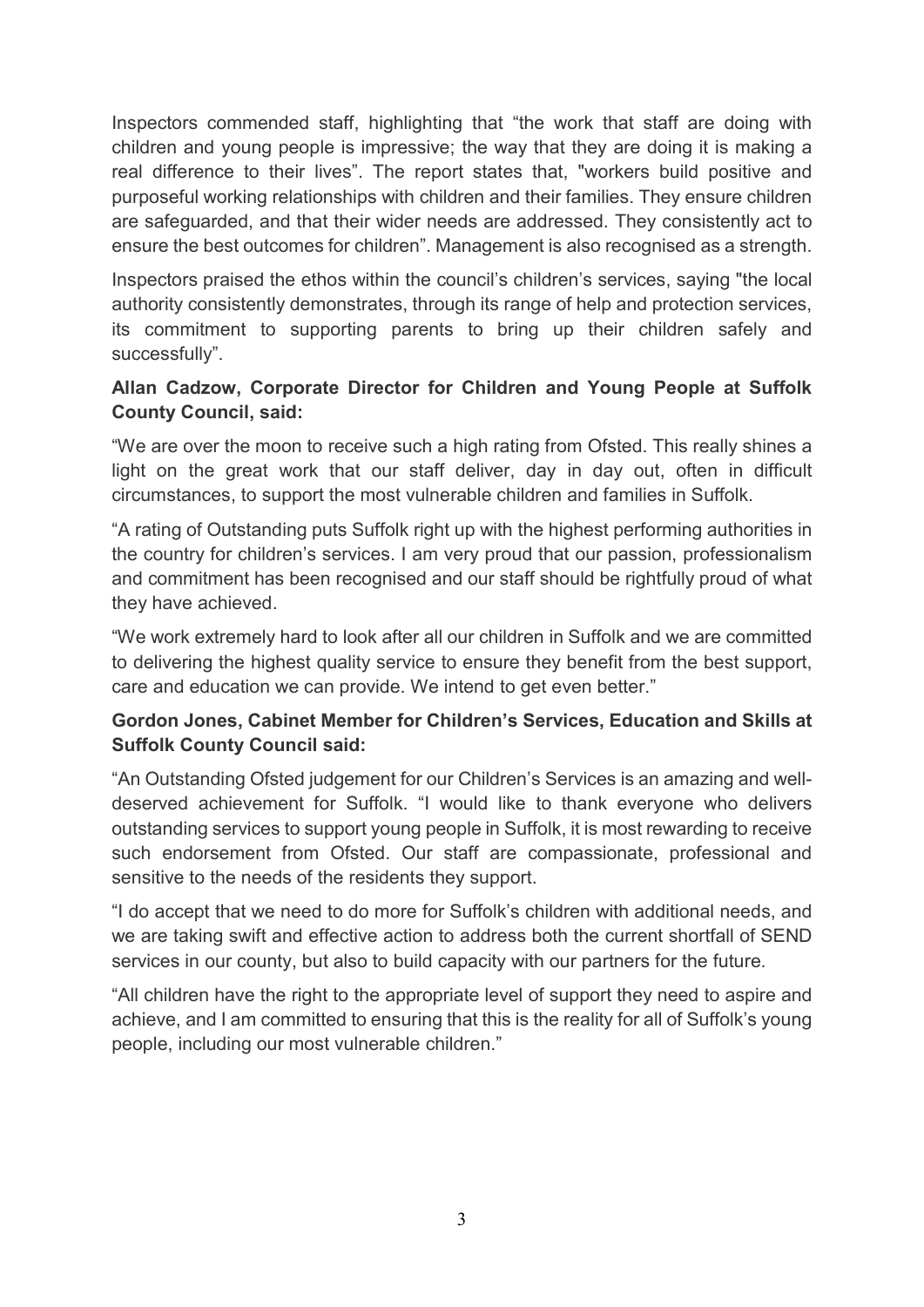Inspectors commended staff, highlighting that "the work that staff are doing with children and young people is impressive; the way that they are doing it is making a real difference to their lives". The report states that, "workers build positive and purposeful working relationships with children and their families. They ensure children are safeguarded, and that their wider needs are addressed. They consistently act to ensure the best outcomes for children". Management is also recognised as a strength.

Inspectors praised the ethos within the council's children's services, saying "the local authority consistently demonstrates, through its range of help and protection services, its commitment to supporting parents to bring up their children safely and successfully".

**Allan Cadzow, Corporate Director for Children and Young People at Suffolk County Council, said:**

"We are over the moon to receive such a high rating from Ofsted. This really shines a light on the great work that our staff deliver, day in day out, often in difficult circumstances, to support the most vulnerable children and families in Suffolk.

"A rating of Outstanding puts Suffolk right up with the highest performing authorities in the country for children's services. I am very proud that our passion, professionalism and commitment has been recognised and our staff should be rightfully proud of what they have achieved.

"We work extremely hard to look after all our children in Suffolk and we are committed to delivering the highest quality service to ensure they benefit from the best support, care and education we can provide. We intend to get even better."

**Gordon Jones, Cabinet Member for Children's Services, Education and Skills at Suffolk County Council said:**

"An Outstanding Ofsted judgement for our Children's Services is an amazing and well-deserved achievement for Suffolk. "I would like to thank everyone who delivers outstanding services to support young people in Suffolk, it is most rewarding to receive such endorsement from Ofsted. Our staff are compassionate, professional and sensitive to the needs of the residents they support.

"I do accept that we need to do more for Suffolk's children with additional needs, and we are taking swift and effective action to address both the current shortfall of SEND services in our county, but also to build capacity with our partners for the future.

"All children have the right to the appropriate level of support they need to aspire and achieve, and I am committed to ensuring that this is the reality for all of Suffolk's young people, including our most vulnerable children."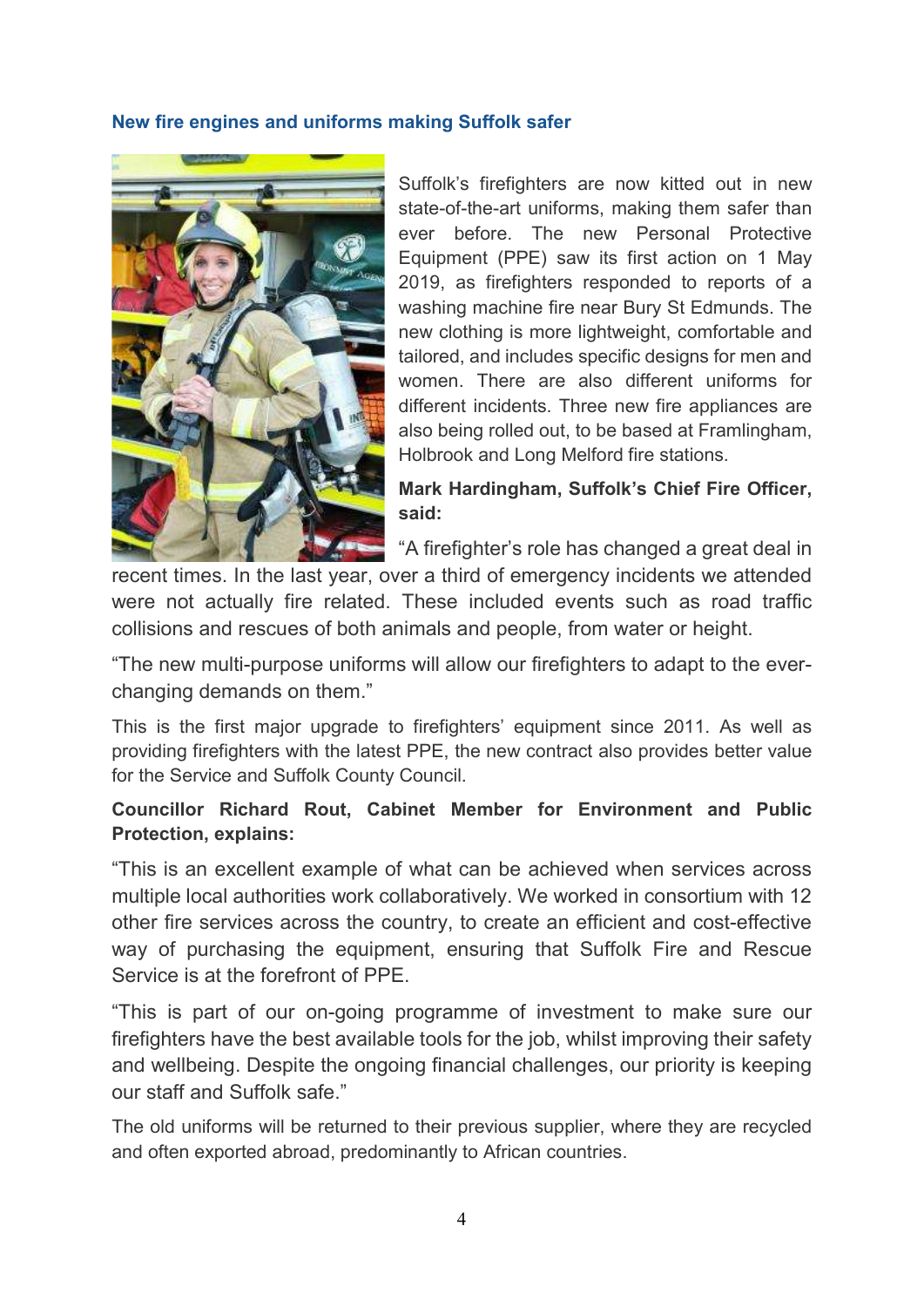## New fire engines and uniforms making Suffolk safer

Suffolk's firefighters are now kitted out in new state-of-the-art uniforms, making them safer than ever before. The new Personal Protective Equipment (PPE) saw its first action on 1 May 2019, as firefighters responded to reports of a washing machine fire near Bury St Edmunds. The new clothing is more lightweight, comfortable and tailored, and includes specific designs for men and women. There are also different uniforms for different incidents. Three new fire appliances are also being rolled out, to be based at Framlingham, Holbrook and Long Melford fire stations.

**Mark Hardingham, Suffolk's Chief Fire Officer, said:**

"A firefighter's role has changed a great deal in recent times. In the last year, over a third of emergency incidents we attended were not actually fire related. These included events such as road traffic collisions and rescues of both animals and people, from water or height.

"The new multi-purpose uniforms will allow our firefighters to adapt to the ever-changing demands on them."

This is the first major upgrade to firefighters' equipment since 2011. As well as providing firefighters with the latest PPE, the new contract also provides better value for the Service and Suffolk County Council.

**Councillor Richard Rout, Cabinet Member for Environment and Public Protection, explains:**

"This is an excellent example of what can be achieved when services across multiple local authorities work collaboratively. We worked in consortium with 12 other fire services across the country, to create an efficient and cost-effective way of purchasing the equipment, ensuring that Suffolk Fire and Rescue Service is at the forefront of PPE.

"This is part of our on-going programme of investment to make sure our firefighters have the best available tools for the job, whilst improving their safety and wellbeing. Despite the ongoing financial challenges, our priority is keeping our staff and Suffolk safe."

The old uniforms will be returned to their previous supplier, where they are recycled and often exported abroad, predominantly to African countries.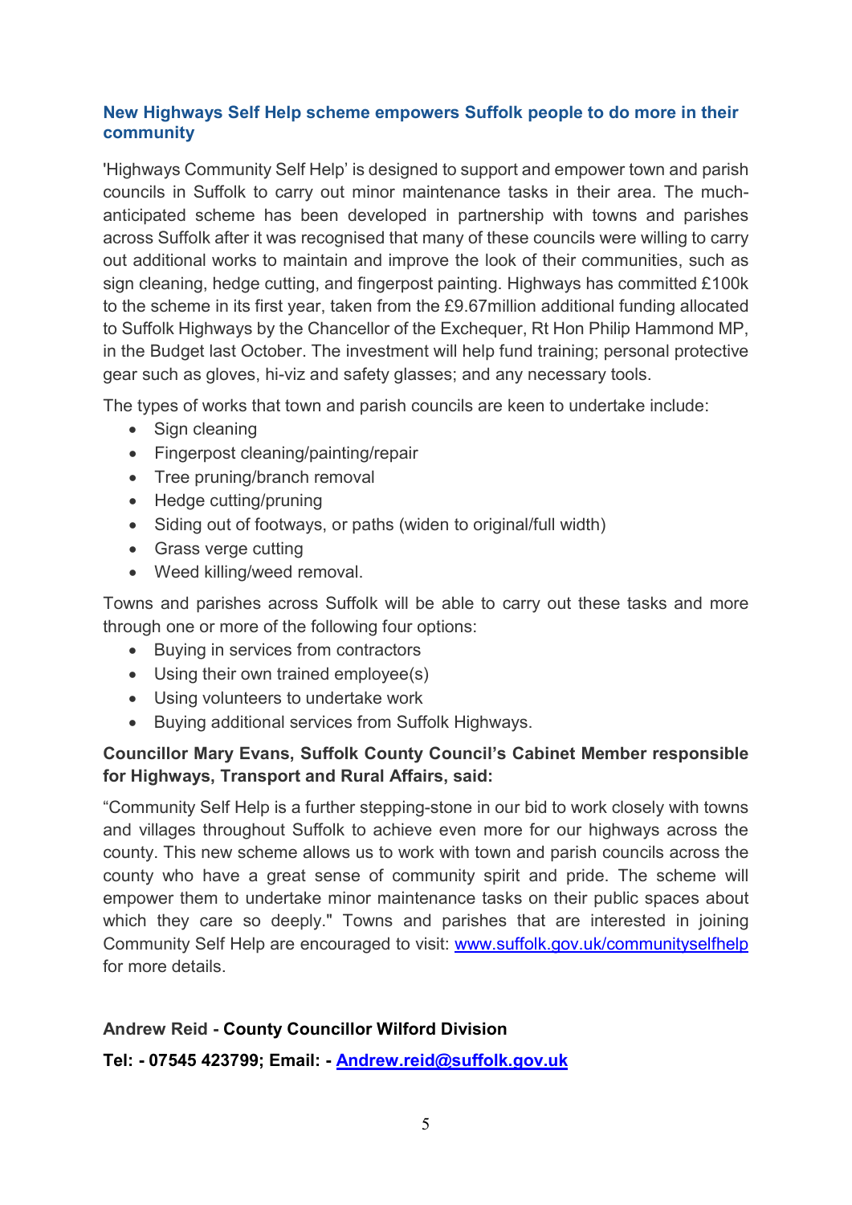## New Highways Self Help scheme empowers Suffolk people to do more in their community

'Highways Community Self Help' is designed to support and empower town and parish councils in Suffolk to carry out minor maintenance tasks in their area. The much-anticipated scheme has been developed in partnership with towns and parishes across Suffolk after it was recognised that many of these councils were willing to carry out additional works to maintain and improve the look of their communities, such as sign cleaning, hedge cutting, and fingerpost painting. Highways has committed £100k to the scheme in its first year, taken from the £9.67million additional funding allocated to Suffolk Highways by the Chancellor of the Exchequer, Rt Hon Philip Hammond MP, in the Budget last October. The investment will help fund training; personal protective gear such as gloves, hi-viz and safety glasses; and any necessary tools.

The types of works that town and parish councils are keen to undertake include:

- Sign cleaning
- Fingerpost cleaning/painting/repair
- Tree pruning/branch removal
- Hedge cutting/pruning
- Siding out of footways, or paths (widen to original/full width)
- Grass verge cutting
- Weed killing/weed removal.

Towns and parishes across Suffolk will be able to carry out these tasks and more through one or more of the following four options:

- Buying in services from contractors
- Using their own trained employee(s)
- Using volunteers to undertake work
- Buying additional services from Suffolk Highways.

**Councillor Mary Evans, Suffolk County Council's Cabinet Member responsible for Highways, Transport and Rural Affairs, said:**

"Community Self Help is a further stepping-stone in our bid to work closely with towns and villages throughout Suffolk to achieve even more for our highways across the county. This new scheme allows us to work with town and parish councils across the county who have a great sense of community spirit and pride. The scheme will empower them to undertake minor maintenance tasks on their public spaces about which they care so deeply." Towns and parishes that are interested in joining Community Self Help are encouraged to visit: [www.suffolk.gov.uk/communityselfhelp](http://www.suffolk.gov.uk/communityselfhelp) for more details.

**Andrew Reid - County Councillor Wilford Division**

**Tel: - 07545 423799; Email: - [Andrew.reid@suffolk.gov.uk](mailto:Andrew.reid@suffolk.gov.uk)**